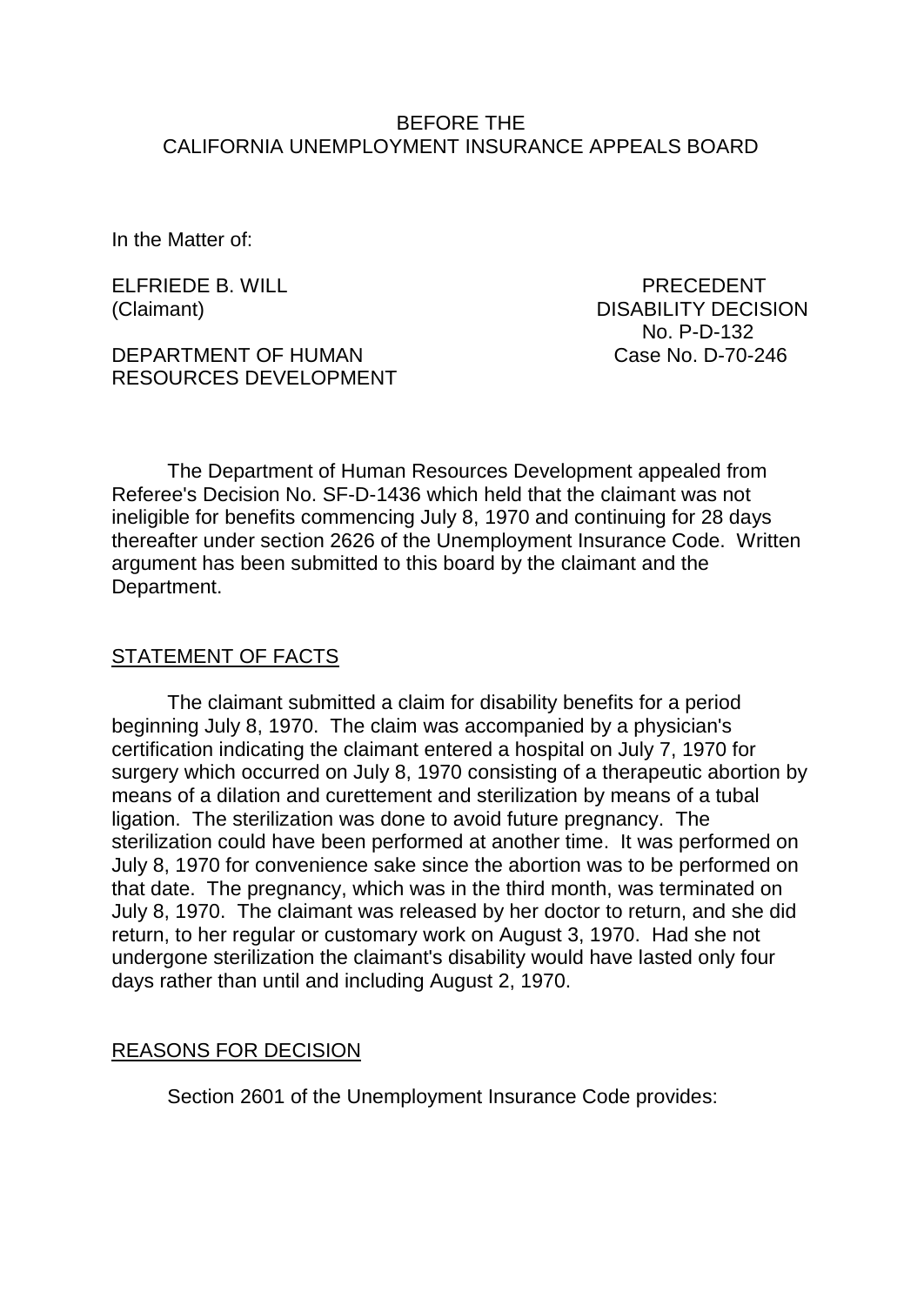BEFORE THE
CALIFORNIA UNEMPLOYMENT INSURANCE APPEALS BOARD

In the Matter of:

ELFRIEDE B. WILL
(Claimant)

DEPARTMENT OF HUMAN RESOURCES DEVELOPMENT

PRECEDENT DISABILITY DECISION
No. P-D-132
Case No. D-70-246

The Department of Human Resources Development appealed from Referee's Decision No. SF-D-1436 which held that the claimant was not ineligible for benefits commencing July 8, 1970 and continuing for 28 days thereafter under section 2626 of the Unemployment Insurance Code. Written argument has been submitted to this board by the claimant and the Department.

## STATEMENT OF FACTS

The claimant submitted a claim for disability benefits for a period beginning July 8, 1970. The claim was accompanied by a physician's certification indicating the claimant entered a hospital on July 7, 1970 for surgery which occurred on July 8, 1970 consisting of a therapeutic abortion by means of a dilation and curettement and sterilization by means of a tubal ligation. The sterilization was done to avoid future pregnancy. The sterilization could have been performed at another time. It was performed on July 8, 1970 for convenience sake since the abortion was to be performed on that date. The pregnancy, which was in the third month, was terminated on July 8, 1970. The claimant was released by her doctor to return, and she did return, to her regular or customary work on August 3, 1970. Had she not undergone sterilization the claimant's disability would have lasted only four days rather than until and including August 2, 1970.

## REASONS FOR DECISION

Section 2601 of the Unemployment Insurance Code provides: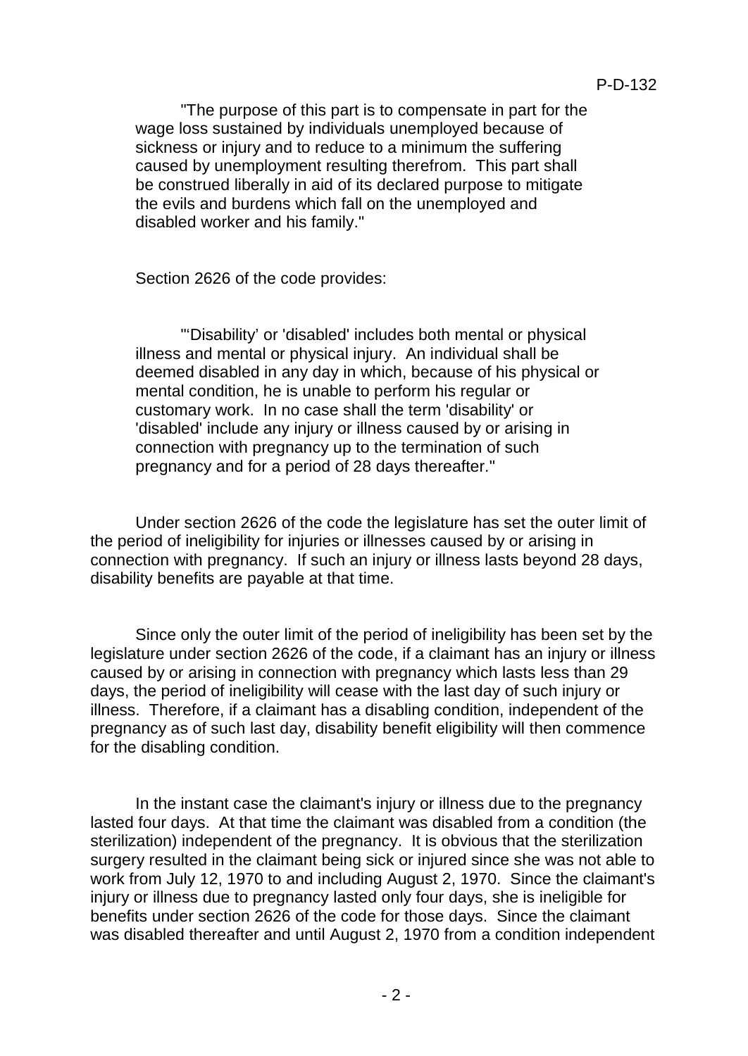"The purpose of this part is to compensate in part for the wage loss sustained by individuals unemployed because of sickness or injury and to reduce to a minimum the suffering caused by unemployment resulting therefrom. This part shall be construed liberally in aid of its declared purpose to mitigate the evils and burdens which fall on the unemployed and disabled worker and his family."

Section 2626 of the code provides:

"'Disability' or 'disabled' includes both mental or physical illness and mental or physical injury. An individual shall be deemed disabled in any day in which, because of his physical or mental condition, he is unable to perform his regular or customary work. In no case shall the term 'disability' or 'disabled' include any injury or illness caused by or arising in connection with pregnancy up to the termination of such pregnancy and for a period of 28 days thereafter."

Under section 2626 of the code the legislature has set the outer limit of the period of ineligibility for injuries or illnesses caused by or arising in connection with pregnancy. If such an injury or illness lasts beyond 28 days, disability benefits are payable at that time.

Since only the outer limit of the period of ineligibility has been set by the legislature under section 2626 of the code, if a claimant has an injury or illness caused by or arising in connection with pregnancy which lasts less than 29 days, the period of ineligibility will cease with the last day of such injury or illness. Therefore, if a claimant has a disabling condition, independent of the pregnancy as of such last day, disability benefit eligibility will then commence for the disabling condition.

In the instant case the claimant's injury or illness due to the pregnancy lasted four days. At that time the claimant was disabled from a condition (the sterilization) independent of the pregnancy. It is obvious that the sterilization surgery resulted in the claimant being sick or injured since she was not able to work from July 12, 1970 to and including August 2, 1970. Since the claimant's injury or illness due to pregnancy lasted only four days, she is ineligible for benefits under section 2626 of the code for those days. Since the claimant was disabled thereafter and until August 2, 1970 from a condition independent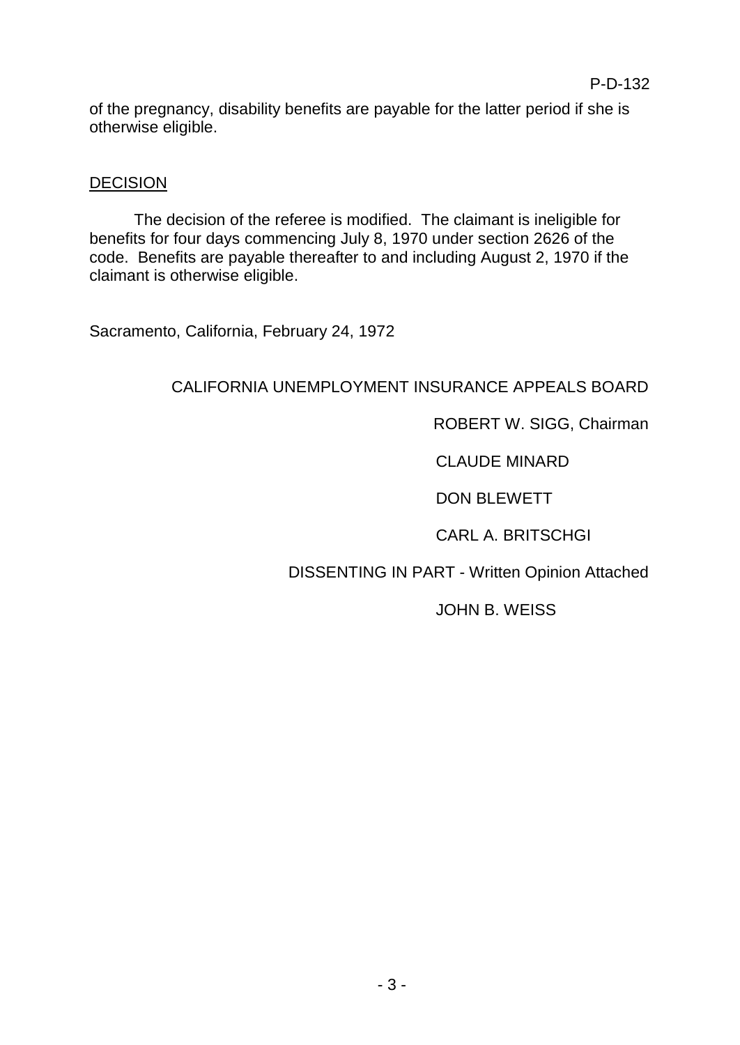of the pregnancy, disability benefits are payable for the latter period if she is otherwise eligible.

## DECISION

The decision of the referee is modified. The claimant is ineligible for benefits for four days commencing July 8, 1970 under section 2626 of the code. Benefits are payable thereafter to and including August 2, 1970 if the claimant is otherwise eligible.

Sacramento, California, February 24, 1972

CALIFORNIA UNEMPLOYMENT INSURANCE APPEALS BOARD

ROBERT W. SIGG, Chairman

CLAUDE MINARD

DON BLEWETT

CARL A. BRITSCHGI

DISSENTING IN PART - Written Opinion Attached

JOHN B. WEISS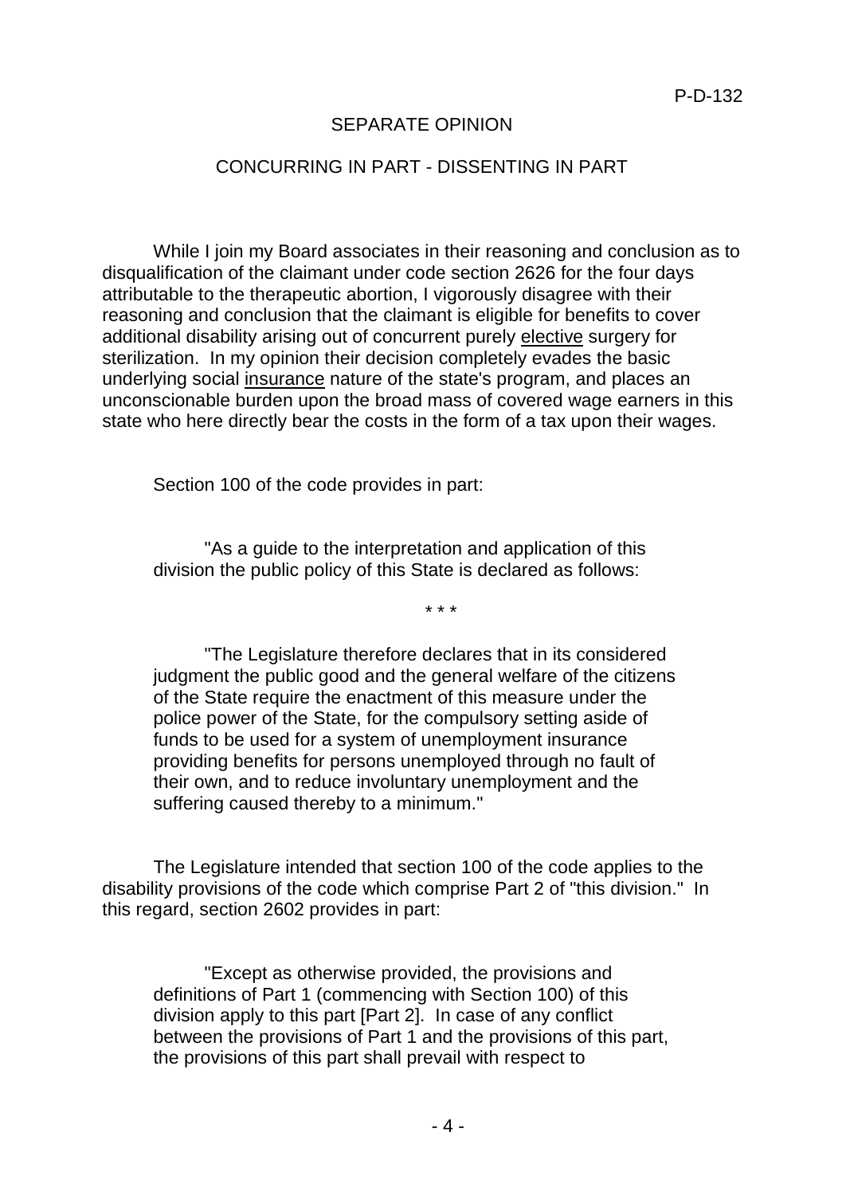P-D-132

## SEPARATE OPINION

## CONCURRING IN PART - DISSENTING IN PART

While I join my Board associates in their reasoning and conclusion as to disqualification of the claimant under code section 2626 for the four days attributable to the therapeutic abortion, I vigorously disagree with their reasoning and conclusion that the claimant is eligible for benefits to cover additional disability arising out of concurrent purely elective surgery for sterilization. In my opinion their decision completely evades the basic underlying social insurance nature of the state's program, and places an unconscionable burden upon the broad mass of covered wage earners in this state who here directly bear the costs in the form of a tax upon their wages.

Section 100 of the code provides in part:

> "As a guide to the interpretation and application of this division the public policy of this State is declared as follows:
>
> \* \* \*
>
> "The Legislature therefore declares that in its considered judgment the public good and the general welfare of the citizens of the State require the enactment of this measure under the police power of the State, for the compulsory setting aside of funds to be used for a system of unemployment insurance providing benefits for persons unemployed through no fault of their own, and to reduce involuntary unemployment and the suffering caused thereby to a minimum."

The Legislature intended that section 100 of the code applies to the disability provisions of the code which comprise Part 2 of "this division." In this regard, section 2602 provides in part:

> "Except as otherwise provided, the provisions and definitions of Part 1 (commencing with Section 100) of this division apply to this part [Part 2]. In case of any conflict between the provisions of Part 1 and the provisions of this part, the provisions of this part shall prevail with respect to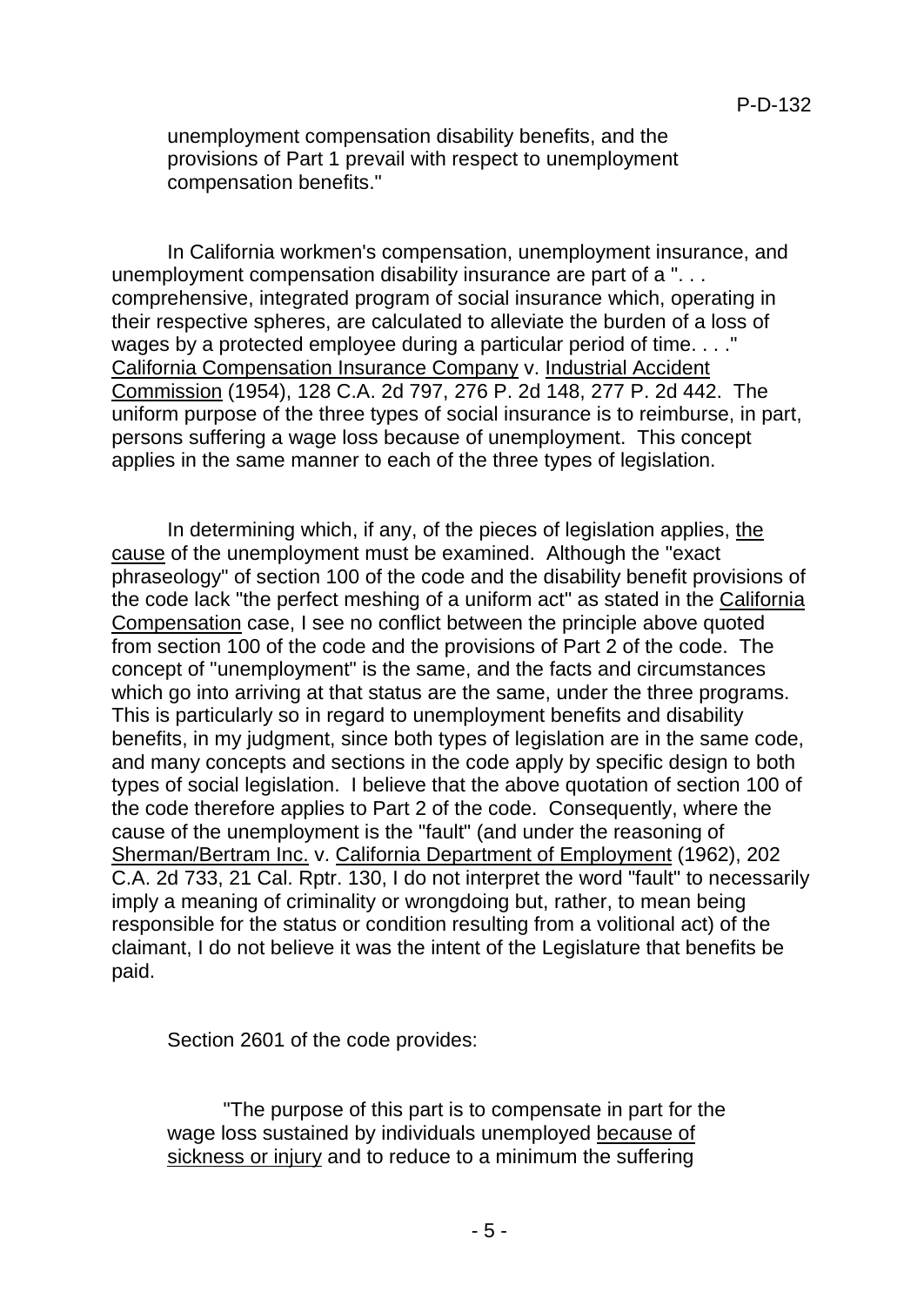> unemployment compensation disability benefits, and the provisions of Part 1 prevail with respect to unemployment compensation benefits."

In California workmen's compensation, unemployment insurance, and unemployment compensation disability insurance are part of a ". . . comprehensive, integrated program of social insurance which, operating in their respective spheres, are calculated to alleviate the burden of a loss of wages by a protected employee during a particular period of time. . . ." California Compensation Insurance Company v. Industrial Accident Commission (1954), 128 C.A. 2d 797, 276 P. 2d 148, 277 P. 2d 442. The uniform purpose of the three types of social insurance is to reimburse, in part, persons suffering a wage loss because of unemployment. This concept applies in the same manner to each of the three types of legislation.

In determining which, if any, of the pieces of legislation applies, the cause of the unemployment must be examined. Although the "exact phraseology" of section 100 of the code and the disability benefit provisions of the code lack "the perfect meshing of a uniform act" as stated in the California Compensation case, I see no conflict between the principle above quoted from section 100 of the code and the provisions of Part 2 of the code. The concept of "unemployment" is the same, and the facts and circumstances which go into arriving at that status are the same, under the three programs. This is particularly so in regard to unemployment benefits and disability benefits, in my judgment, since both types of legislation are in the same code, and many concepts and sections in the code apply by specific design to both types of social legislation. I believe that the above quotation of section 100 of the code therefore applies to Part 2 of the code. Consequently, where the cause of the unemployment is the "fault" (and under the reasoning of Sherman/Bertram Inc. v. California Department of Employment (1962), 202 C.A. 2d 733, 21 Cal. Rptr. 130, I do not interpret the word "fault" to necessarily imply a meaning of criminality or wrongdoing but, rather, to mean being responsible for the status or condition resulting from a volitional act) of the claimant, I do not believe it was the intent of the Legislature that benefits be paid.

Section 2601 of the code provides:

> "The purpose of this part is to compensate in part for the wage loss sustained by individuals unemployed because of sickness or injury and to reduce to a minimum the suffering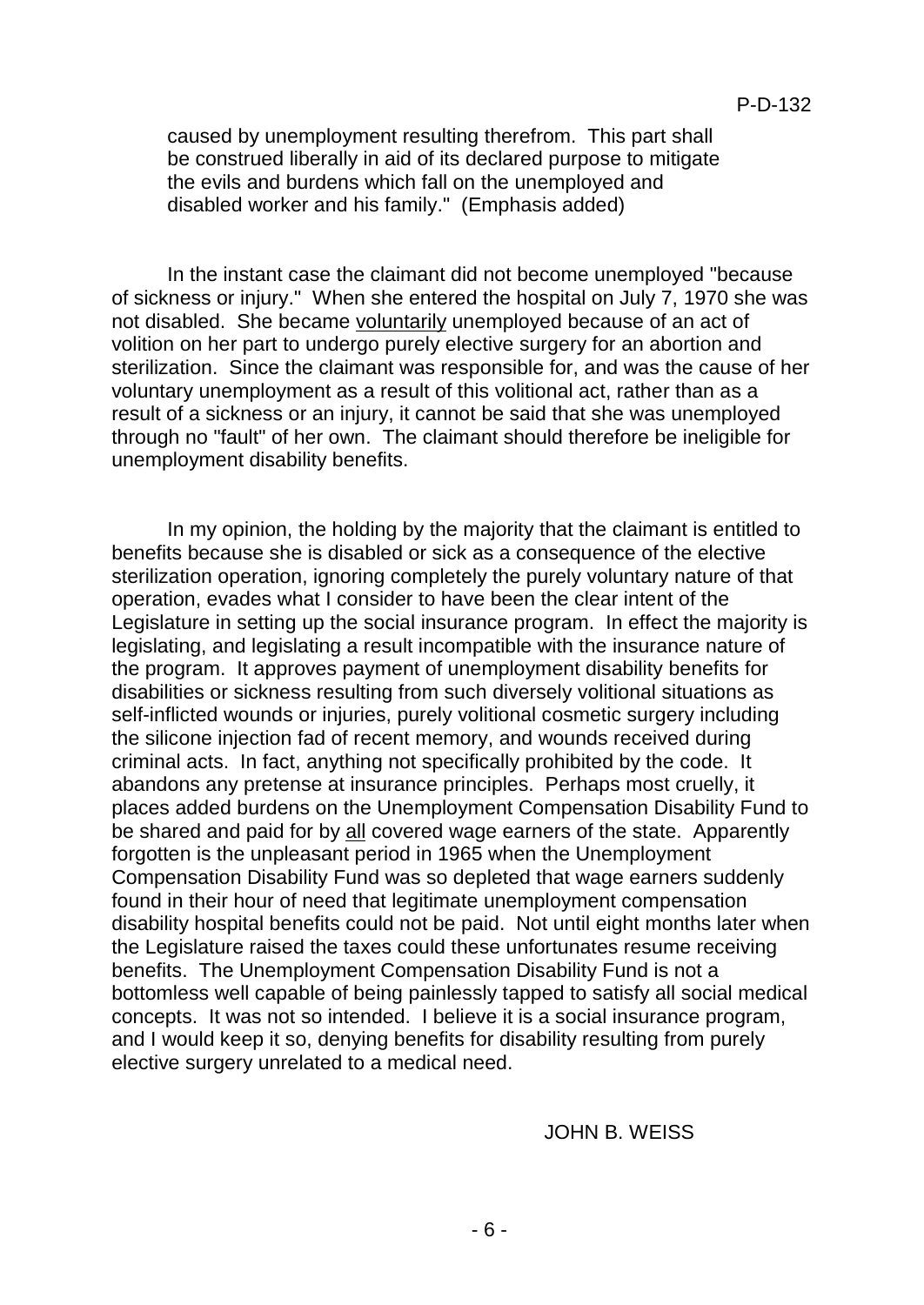caused by unemployment resulting therefrom. This part shall be construed liberally in aid of its declared purpose to mitigate the evils and burdens which fall on the unemployed and disabled worker and his family." (Emphasis added)

In the instant case the claimant did not become unemployed "because of sickness or injury." When she entered the hospital on July 7, 1970 she was not disabled. She became <u>voluntarily</u> unemployed because of an act of volition on her part to undergo purely elective surgery for an abortion and sterilization. Since the claimant was responsible for, and was the cause of her voluntary unemployment as a result of this volitional act, rather than as a result of a sickness or an injury, it cannot be said that she was unemployed through no "fault" of her own. The claimant should therefore be ineligible for unemployment disability benefits.

In my opinion, the holding by the majority that the claimant is entitled to benefits because she is disabled or sick as a consequence of the elective sterilization operation, ignoring completely the purely voluntary nature of that operation, evades what I consider to have been the clear intent of the Legislature in setting up the social insurance program. In effect the majority is legislating, and legislating a result incompatible with the insurance nature of the program. It approves payment of unemployment disability benefits for disabilities or sickness resulting from such diversely volitional situations as self-inflicted wounds or injuries, purely volitional cosmetic surgery including the silicone injection fad of recent memory, and wounds received during criminal acts. In fact, anything not specifically prohibited by the code. It abandons any pretense at insurance principles. Perhaps most cruelly, it places added burdens on the Unemployment Compensation Disability Fund to be shared and paid for by <u>all</u> covered wage earners of the state. Apparently forgotten is the unpleasant period in 1965 when the Unemployment Compensation Disability Fund was so depleted that wage earners suddenly found in their hour of need that legitimate unemployment compensation disability hospital benefits could not be paid. Not until eight months later when the Legislature raised the taxes could these unfortunates resume receiving benefits. The Unemployment Compensation Disability Fund is not a bottomless well capable of being painlessly tapped to satisfy all social medical concepts. It was not so intended. I believe it is a social insurance program, and I would keep it so, denying benefits for disability resulting from purely elective surgery unrelated to a medical need.

JOHN B. WEISS